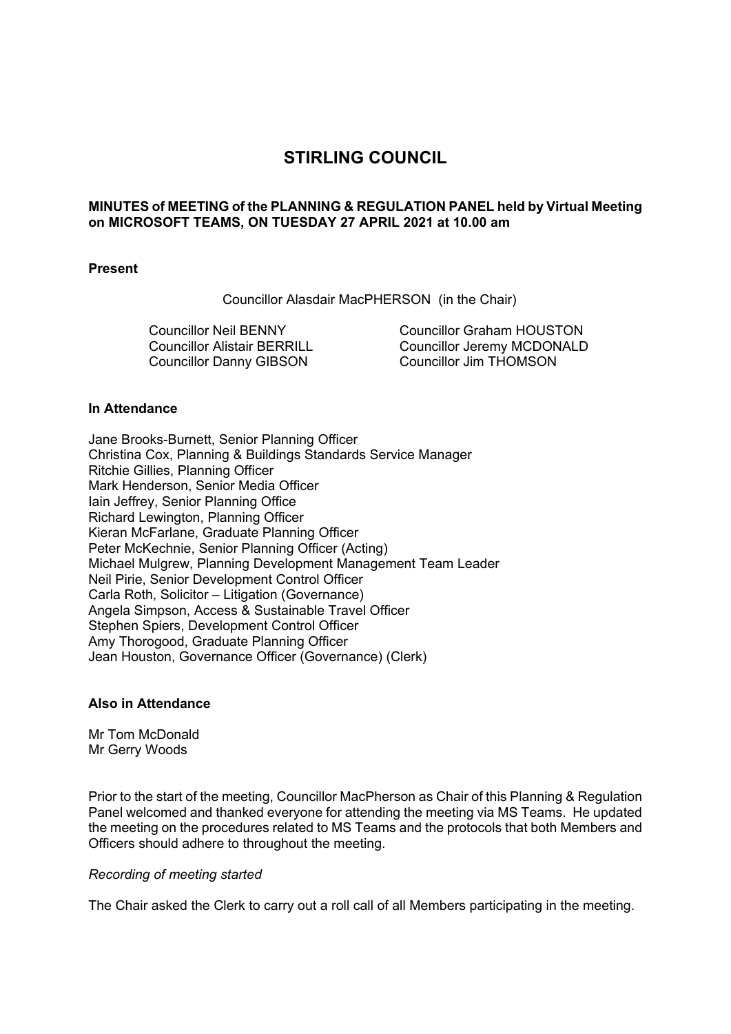# STIRLING COUNCIL

**MINUTES of MEETING of the PLANNING & REGULATION PANEL held by Virtual Meeting on MICROSOFT TEAMS, ON TUESDAY 27 APRIL 2021 at 10.00 am**

**Present**

Councillor Alasdair MacPHERSON (in the Chair)

Councillor Neil BENNY
Councillor Alistair BERRILL
Councillor Danny GIBSON
Councillor Graham HOUSTON
Councillor Jeremy MCDONALD
Councillor Jim THOMSON

**In Attendance**

Jane Brooks-Burnett, Senior Planning Officer
Christina Cox, Planning & Buildings Standards Service Manager
Ritchie Gillies, Planning Officer
Mark Henderson, Senior Media Officer
Iain Jeffrey, Senior Planning Office
Richard Lewington, Planning Officer
Kieran McFarlane, Graduate Planning Officer
Peter McKechnie, Senior Planning Officer (Acting)
Michael Mulgrew, Planning Development Management Team Leader
Neil Pirie, Senior Development Control Officer
Carla Roth, Solicitor – Litigation (Governance)
Angela Simpson, Access & Sustainable Travel Officer
Stephen Spiers, Development Control Officer
Amy Thorogood, Graduate Planning Officer
Jean Houston, Governance Officer (Governance) (Clerk)

**Also in Attendance**

Mr Tom McDonald
Mr Gerry Woods

Prior to the start of the meeting, Councillor MacPherson as Chair of this Planning & Regulation Panel welcomed and thanked everyone for attending the meeting via MS Teams. He updated the meeting on the procedures related to MS Teams and the protocols that both Members and Officers should adhere to throughout the meeting.

*Recording of meeting started*

The Chair asked the Clerk to carry out a roll call of all Members participating in the meeting.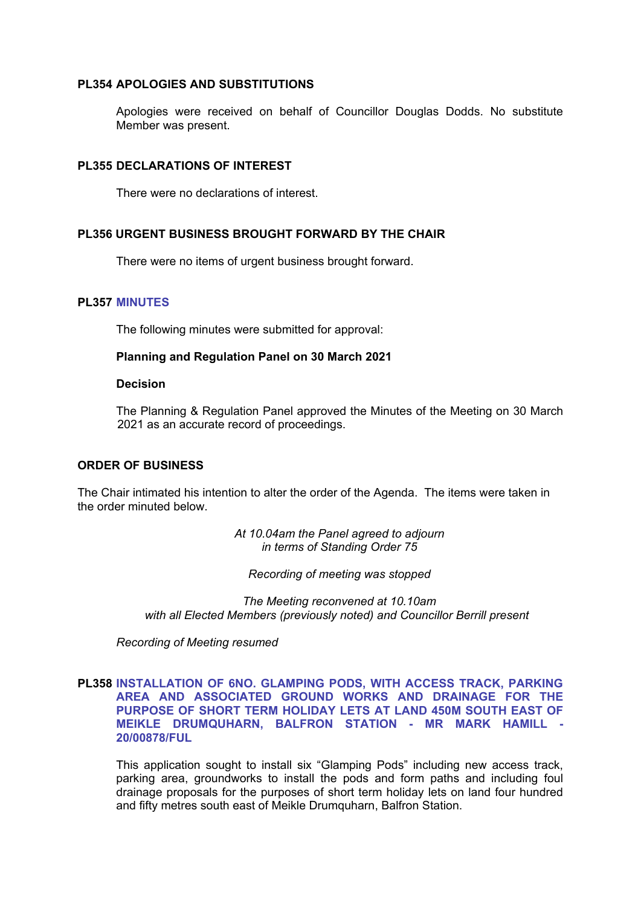## PL354 APOLOGIES AND SUBSTITUTIONS

Apologies were received on behalf of Councillor Douglas Dodds. No substitute Member was present.

## PL355 DECLARATIONS OF INTEREST

There were no declarations of interest.

## PL356 URGENT BUSINESS BROUGHT FORWARD BY THE CHAIR

There were no items of urgent business brought forward.

## PL357 MINUTES

The following minutes were submitted for approval:

**Planning and Regulation Panel on 30 March 2021**

**Decision**

The Planning & Regulation Panel approved the Minutes of the Meeting on 30 March 2021 as an accurate record of proceedings.

## ORDER OF BUSINESS

The Chair intimated his intention to alter the order of the Agenda. The items were taken in the order minuted below.

*At 10.04am the Panel agreed to adjourn in terms of Standing Order 75*

*Recording of meeting was stopped*

*The Meeting reconvened at 10.10am with all Elected Members (previously noted) and Councillor Berrill present*

*Recording of Meeting resumed*

## PL358 INSTALLATION OF 6NO. GLAMPING PODS, WITH ACCESS TRACK, PARKING AREA AND ASSOCIATED GROUND WORKS AND DRAINAGE FOR THE PURPOSE OF SHORT TERM HOLIDAY LETS AT LAND 450M SOUTH EAST OF MEIKLE DRUMQUHARN, BALFRON STATION - MR MARK HAMILL - 20/00878/FUL

This application sought to install six "Glamping Pods" including new access track, parking area, groundworks to install the pods and form paths and including foul drainage proposals for the purposes of short term holiday lets on land four hundred and fifty metres south east of Meikle Drumquharn, Balfron Station.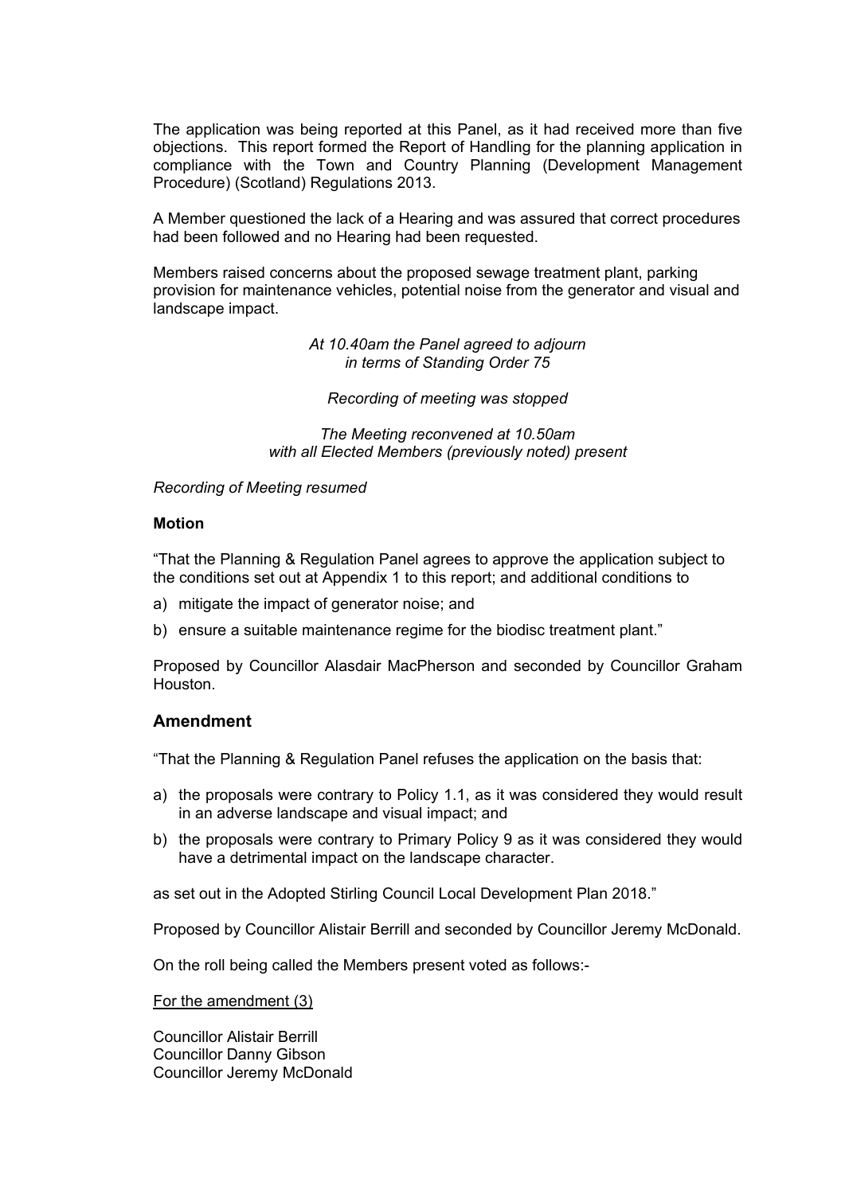The application was being reported at this Panel, as it had received more than five objections. This report formed the Report of Handling for the planning application in compliance with the Town and Country Planning (Development Management Procedure) (Scotland) Regulations 2013.

A Member questioned the lack of a Hearing and was assured that correct procedures had been followed and no Hearing had been requested.

Members raised concerns about the proposed sewage treatment plant, parking provision for maintenance vehicles, potential noise from the generator and visual and landscape impact.

*At 10.40am the Panel agreed to adjourn in terms of Standing Order 75*

*Recording of meeting was stopped*

*The Meeting reconvened at 10.50am with all Elected Members (previously noted) present*

*Recording of Meeting resumed*

**Motion**

"That the Planning & Regulation Panel agrees to approve the application subject to the conditions set out at Appendix 1 to this report; and additional conditions to

a) mitigate the impact of generator noise; and
b) ensure a suitable maintenance regime for the biodisc treatment plant."

Proposed by Councillor Alasdair MacPherson and seconded by Councillor Graham Houston.

## Amendment

"That the Planning & Regulation Panel refuses the application on the basis that:

a) the proposals were contrary to Policy 1.1, as it was considered they would result in an adverse landscape and visual impact; and
b) the proposals were contrary to Primary Policy 9 as it was considered they would have a detrimental impact on the landscape character.

as set out in the Adopted Stirling Council Local Development Plan 2018."

Proposed by Councillor Alistair Berrill and seconded by Councillor Jeremy McDonald.

On the roll being called the Members present voted as follows:-

For the amendment (3)

Councillor Alistair Berrill
Councillor Danny Gibson
Councillor Jeremy McDonald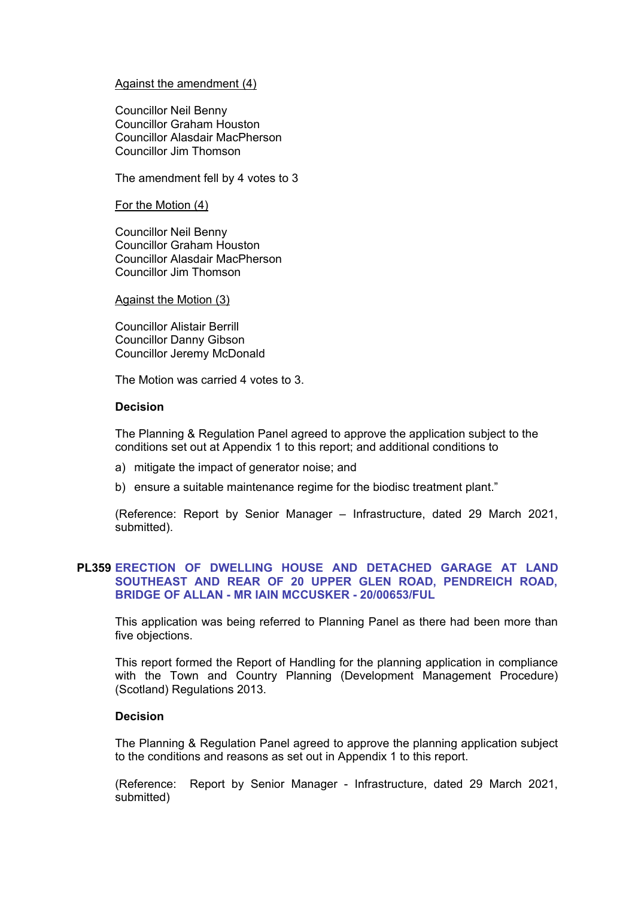Against the amendment (4)

Councillor Neil Benny
Councillor Graham Houston
Councillor Alasdair MacPherson
Councillor Jim Thomson

The amendment fell by 4 votes to 3

For the Motion (4)

Councillor Neil Benny
Councillor Graham Houston
Councillor Alasdair MacPherson
Councillor Jim Thomson

Against the Motion (3)

Councillor Alistair Berrill
Councillor Danny Gibson
Councillor Jeremy McDonald

The Motion was carried 4 votes to 3.

**Decision**

The Planning & Regulation Panel agreed to approve the application subject to the conditions set out at Appendix 1 to this report; and additional conditions to

a) mitigate the impact of generator noise; and

b) ensure a suitable maintenance regime for the biodisc treatment plant."

(Reference: Report by Senior Manager – Infrastructure, dated 29 March 2021, submitted).

## PL359 ERECTION OF DWELLING HOUSE AND DETACHED GARAGE AT LAND SOUTHEAST AND REAR OF 20 UPPER GLEN ROAD, PENDREICH ROAD, BRIDGE OF ALLAN - MR IAIN MCCUSKER - 20/00653/FUL

This application was being referred to Planning Panel as there had been more than five objections.

This report formed the Report of Handling for the planning application in compliance with the Town and Country Planning (Development Management Procedure) (Scotland) Regulations 2013.

**Decision**

The Planning & Regulation Panel agreed to approve the planning application subject to the conditions and reasons as set out in Appendix 1 to this report.

(Reference: Report by Senior Manager - Infrastructure, dated 29 March 2021, submitted)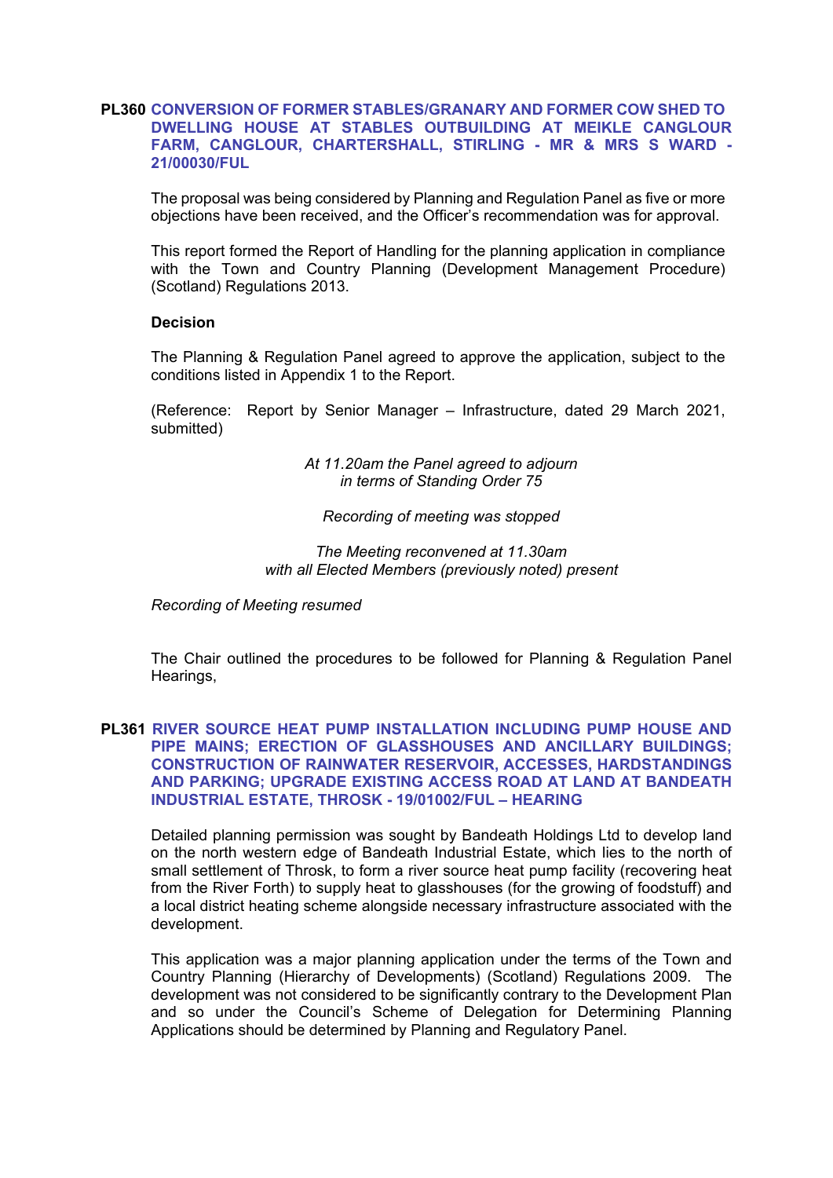**PL360 CONVERSION OF FORMER STABLES/GRANARY AND FORMER COW SHED TO DWELLING HOUSE AT STABLES OUTBUILDING AT MEIKLE CANGLOUR FARM, CANGLOUR, CHARTERSHALL, STIRLING - MR & MRS S WARD - 21/00030/FUL**

The proposal was being considered by Planning and Regulation Panel as five or more objections have been received, and the Officer's recommendation was for approval.

This report formed the Report of Handling for the planning application in compliance with the Town and Country Planning (Development Management Procedure) (Scotland) Regulations 2013.

**Decision**

The Planning & Regulation Panel agreed to approve the application, subject to the conditions listed in Appendix 1 to the Report.

(Reference: Report by Senior Manager – Infrastructure, dated 29 March 2021, submitted)

*At 11.20am the Panel agreed to adjourn in terms of Standing Order 75*

*Recording of meeting was stopped*

*The Meeting reconvened at 11.30am with all Elected Members (previously noted) present*

*Recording of Meeting resumed*

The Chair outlined the procedures to be followed for Planning & Regulation Panel Hearings,

**PL361 RIVER SOURCE HEAT PUMP INSTALLATION INCLUDING PUMP HOUSE AND PIPE MAINS; ERECTION OF GLASSHOUSES AND ANCILLARY BUILDINGS; CONSTRUCTION OF RAINWATER RESERVOIR, ACCESSES, HARDSTANDINGS AND PARKING; UPGRADE EXISTING ACCESS ROAD AT LAND AT BANDEATH INDUSTRIAL ESTATE, THROSK - 19/01002/FUL – HEARING**

Detailed planning permission was sought by Bandeath Holdings Ltd to develop land on the north western edge of Bandeath Industrial Estate, which lies to the north of small settlement of Throsk, to form a river source heat pump facility (recovering heat from the River Forth) to supply heat to glasshouses (for the growing of foodstuff) and a local district heating scheme alongside necessary infrastructure associated with the development.

This application was a major planning application under the terms of the Town and Country Planning (Hierarchy of Developments) (Scotland) Regulations 2009. The development was not considered to be significantly contrary to the Development Plan and so under the Council's Scheme of Delegation for Determining Planning Applications should be determined by Planning and Regulatory Panel.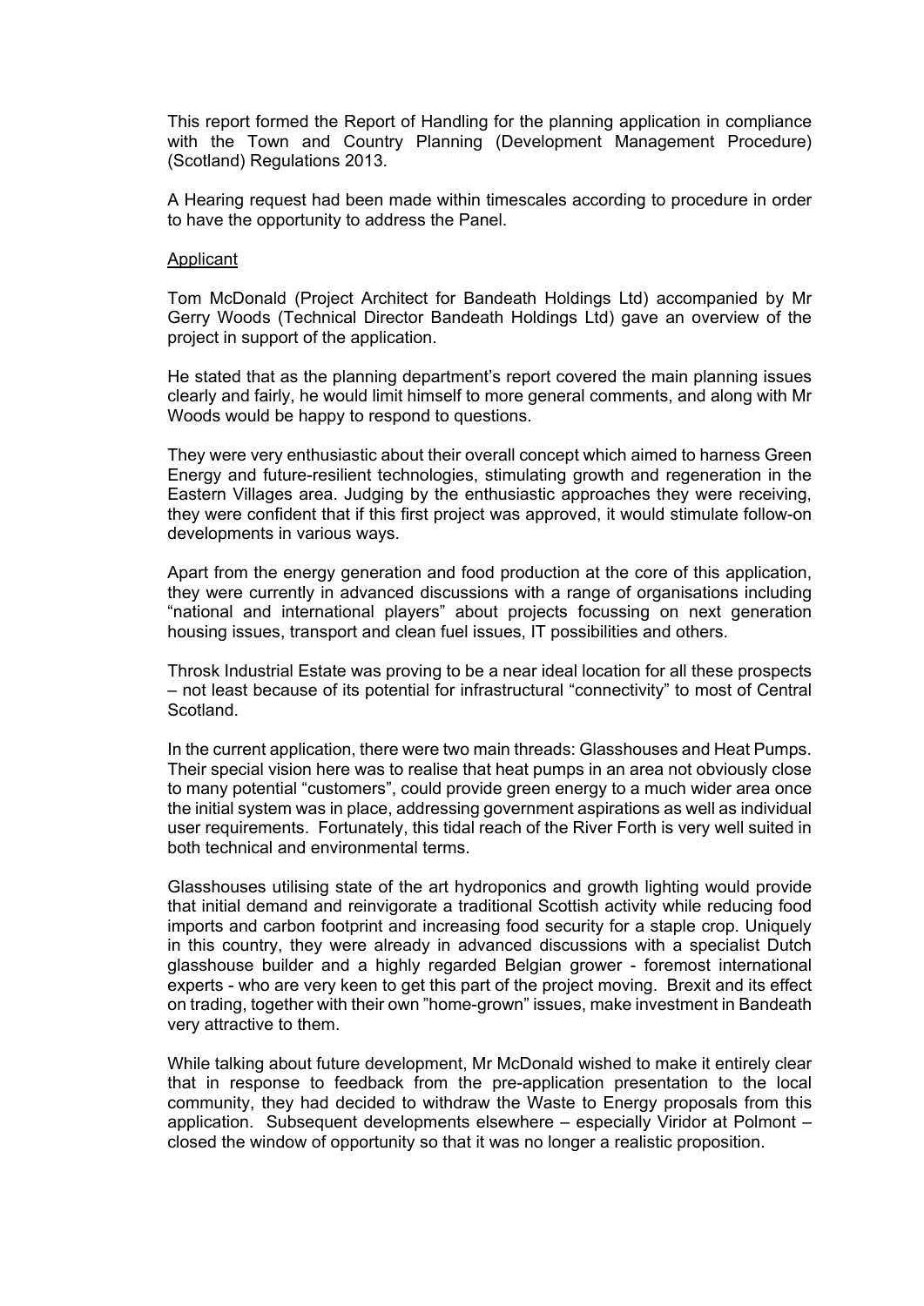This report formed the Report of Handling for the planning application in compliance with the Town and Country Planning (Development Management Procedure) (Scotland) Regulations 2013.

A Hearing request had been made within timescales according to procedure in order to have the opportunity to address the Panel.

Applicant

Tom McDonald (Project Architect for Bandeath Holdings Ltd) accompanied by Mr Gerry Woods (Technical Director Bandeath Holdings Ltd) gave an overview of the project in support of the application.

He stated that as the planning department's report covered the main planning issues clearly and fairly, he would limit himself to more general comments, and along with Mr Woods would be happy to respond to questions.

They were very enthusiastic about their overall concept which aimed to harness Green Energy and future-resilient technologies, stimulating growth and regeneration in the Eastern Villages area. Judging by the enthusiastic approaches they were receiving, they were confident that if this first project was approved, it would stimulate follow-on developments in various ways.

Apart from the energy generation and food production at the core of this application, they were currently in advanced discussions with a range of organisations including "national and international players" about projects focussing on next generation housing issues, transport and clean fuel issues, IT possibilities and others.

Throsk Industrial Estate was proving to be a near ideal location for all these prospects – not least because of its potential for infrastructural "connectivity" to most of Central Scotland.

In the current application, there were two main threads: Glasshouses and Heat Pumps. Their special vision here was to realise that heat pumps in an area not obviously close to many potential "customers", could provide green energy to a much wider area once the initial system was in place, addressing government aspirations as well as individual user requirements. Fortunately, this tidal reach of the River Forth is very well suited in both technical and environmental terms.

Glasshouses utilising state of the art hydroponics and growth lighting would provide that initial demand and reinvigorate a traditional Scottish activity while reducing food imports and carbon footprint and increasing food security for a staple crop. Uniquely in this country, they were already in advanced discussions with a specialist Dutch glasshouse builder and a highly regarded Belgian grower - foremost international experts - who are very keen to get this part of the project moving. Brexit and its effect on trading, together with their own "home-grown" issues, make investment in Bandeath very attractive to them.

While talking about future development, Mr McDonald wished to make it entirely clear that in response to feedback from the pre-application presentation to the local community, they had decided to withdraw the Waste to Energy proposals from this application. Subsequent developments elsewhere – especially Viridor at Polmont – closed the window of opportunity so that it was no longer a realistic proposition.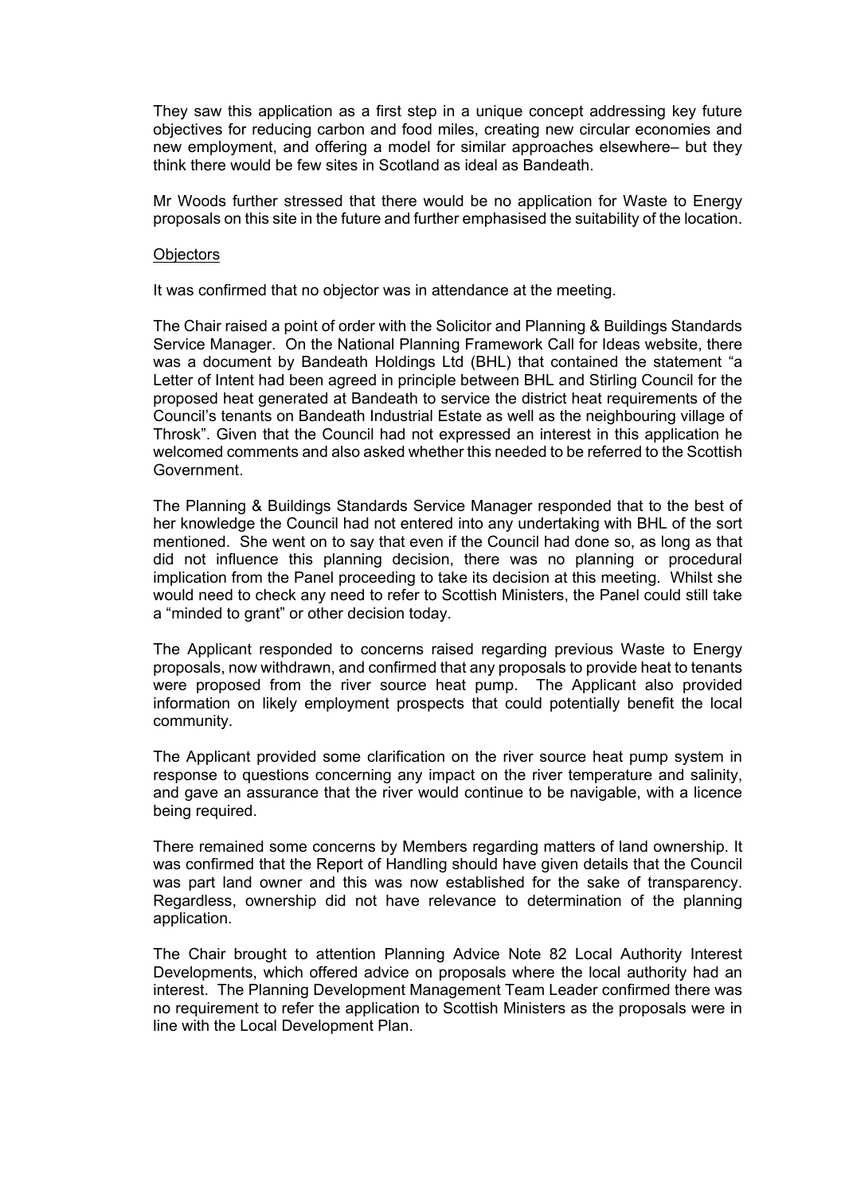They saw this application as a first step in a unique concept addressing key future objectives for reducing carbon and food miles, creating new circular economies and new employment, and offering a model for similar approaches elsewhere– but they think there would be few sites in Scotland as ideal as Bandeath.

Mr Woods further stressed that there would be no application for Waste to Energy proposals on this site in the future and further emphasised the suitability of the location.

Objectors

It was confirmed that no objector was in attendance at the meeting.

The Chair raised a point of order with the Solicitor and Planning & Buildings Standards Service Manager. On the National Planning Framework Call for Ideas website, there was a document by Bandeath Holdings Ltd (BHL) that contained the statement "a Letter of Intent had been agreed in principle between BHL and Stirling Council for the proposed heat generated at Bandeath to service the district heat requirements of the Council's tenants on Bandeath Industrial Estate as well as the neighbouring village of Throsk". Given that the Council had not expressed an interest in this application he welcomed comments and also asked whether this needed to be referred to the Scottish Government.

The Planning & Buildings Standards Service Manager responded that to the best of her knowledge the Council had not entered into any undertaking with BHL of the sort mentioned. She went on to say that even if the Council had done so, as long as that did not influence this planning decision, there was no planning or procedural implication from the Panel proceeding to take its decision at this meeting. Whilst she would need to check any need to refer to Scottish Ministers, the Panel could still take a "minded to grant" or other decision today.

The Applicant responded to concerns raised regarding previous Waste to Energy proposals, now withdrawn, and confirmed that any proposals to provide heat to tenants were proposed from the river source heat pump. The Applicant also provided information on likely employment prospects that could potentially benefit the local community.

The Applicant provided some clarification on the river source heat pump system in response to questions concerning any impact on the river temperature and salinity, and gave an assurance that the river would continue to be navigable, with a licence being required.

There remained some concerns by Members regarding matters of land ownership. It was confirmed that the Report of Handling should have given details that the Council was part land owner and this was now established for the sake of transparency. Regardless, ownership did not have relevance to determination of the planning application.

The Chair brought to attention Planning Advice Note 82 Local Authority Interest Developments, which offered advice on proposals where the local authority had an interest. The Planning Development Management Team Leader confirmed there was no requirement to refer the application to Scottish Ministers as the proposals were in line with the Local Development Plan.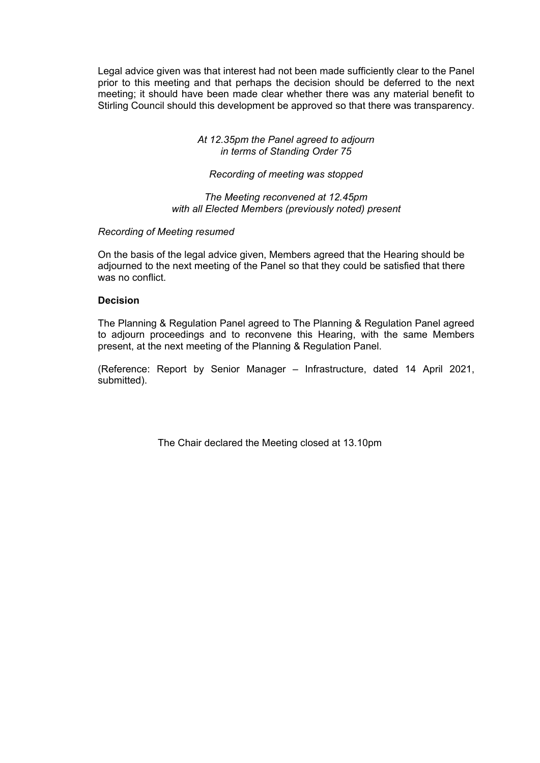Legal advice given was that interest had not been made sufficiently clear to the Panel prior to this meeting and that perhaps the decision should be deferred to the next meeting; it should have been made clear whether there was any material benefit to Stirling Council should this development be approved so that there was transparency.

*At 12.35pm the Panel agreed to adjourn in terms of Standing Order 75*

*Recording of meeting was stopped*

*The Meeting reconvened at 12.45pm with all Elected Members (previously noted) present*

*Recording of Meeting resumed*

On the basis of the legal advice given, Members agreed that the Hearing should be adjourned to the next meeting of the Panel so that they could be satisfied that there was no conflict.

**Decision**

The Planning & Regulation Panel agreed to The Planning & Regulation Panel agreed to adjourn proceedings and to reconvene this Hearing, with the same Members present, at the next meeting of the Planning & Regulation Panel.

(Reference: Report by Senior Manager – Infrastructure, dated 14 April 2021, submitted).

The Chair declared the Meeting closed at 13.10pm